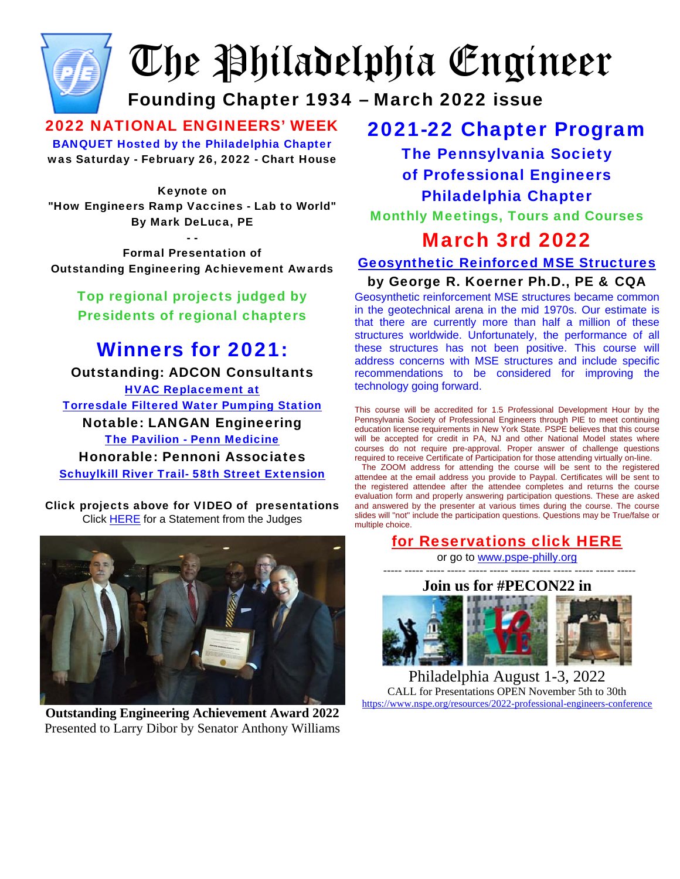# The Philadelphia Engineer

**Founding Chapter 1934 – March 2022 issue**

## 2022 NATIONAL ENGINEERS' WEEK

**BANQUET Hosted by the Philadelphia Chapter**

**was Saturday - February 26, 2022 - Chart House**

**Keynote on**
**"How Engineers Ramp Vaccines - Lab to World"**
**By Mark DeLuca, PE**

**- -**

**Formal Presentation of**
**Outstanding Engineering Achievement Awards**

**Top regional projects judged by Presidents of regional chapters**

## Winners for 2021:

**Outstanding: ADCON Consultants**
**HVAC Replacement at Torresdale Filtered Water Pumping Station**

**Notable: LANGAN Engineering**
**The Pavilion - Penn Medicine**

**Honorable: Pennoni Associates**
**Schuylkill River Trail- 58th Street Extension**

**Click projects above for VIDEO of presentations**
Click HERE for a Statement from the Judges

**Outstanding Engineering Achievement Award 2022**
Presented to Larry Dibor by Senator Anthony Williams

## 2021-22 Chapter Program

**The Pennsylvania Society of Professional Engineers Philadelphia Chapter**

**Monthly Meetings, Tours and Courses**

## March 3rd 2022

### Geosynthetic Reinforced MSE Structures

**by George R. Koerner Ph.D., PE & CQA**

Geosynthetic reinforcement MSE structures became common in the geotechnical arena in the mid 1970s. Our estimate is that there are currently more than half a million of these structures worldwide. Unfortunately, the performance of all these structures has not been positive. This course will address concerns with MSE structures and include specific recommendations to be considered for improving the technology going forward.

This course will be accredited for 1.5 Professional Development Hour by the Pennsylvania Society of Professional Engineers through PIE to meet continuing education license requirements in New York State. PSPE believes that this course will be accepted for credit in PA, NJ and other National Model states where courses do not require pre-approval. Proper answer of challenge questions required to receive Certificate of Participation for those attending virtually on-line.

The ZOOM address for attending the course will be sent to the registered attendee at the email address you provide to Paypal. Certificates will be sent to the registered attendee after the attendee completes and returns the course evaluation form and properly answering participation questions. These are asked and answered by the presenter at various times during the course. The course slides will "not" include the participation questions. Questions may be True/false or multiple choice.

**for Reservations click HERE**

or go to www.pspe-philly.org

----- ----- ----- ----- ----- ----- ----- ----- ----- ----- ----- -----

**Join us for #PECON22 in**

Philadelphia August 1-3, 2022

CALL for Presentations OPEN November 5th to 30th

https://www.nspe.org/resources/2022-professional-engineers-conference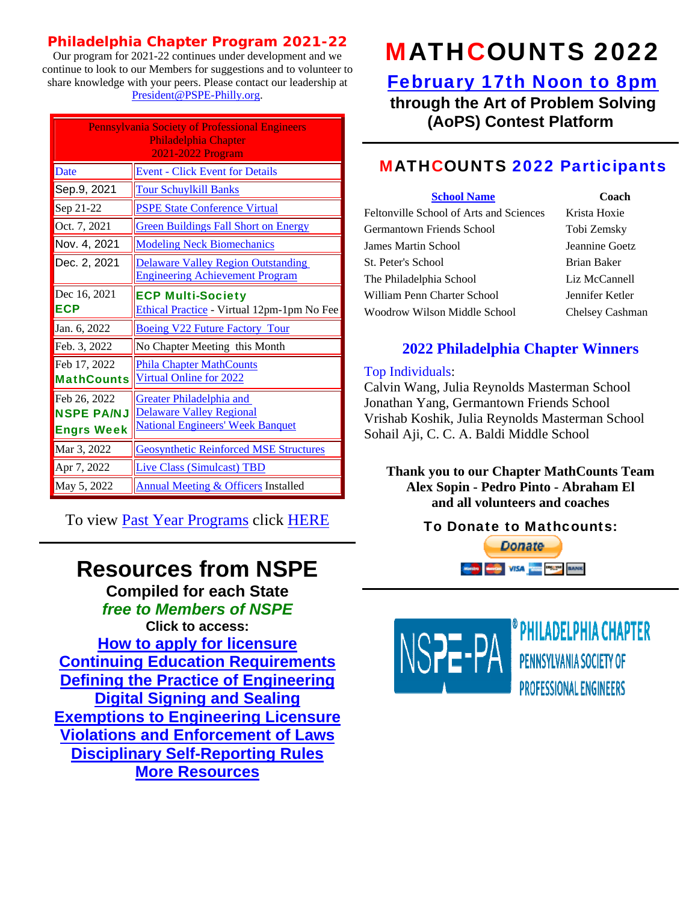## Philadelphia Chapter Program 2021-22

Our program for 2021-22 continues under development and we continue to look to our Members for suggestions and to volunteer to share knowledge with your peers. Please contact our leadership at President@PSPE-Philly.org.

| Pennsylvania Society of Professional Engineers Philadelphia Chapter 2021-2022 Program | |
|---|---|
| Date | Event - Click Event for Details |
| Sep.9, 2021 | Tour Schuylkill Banks |
| Sep 21-22 | PSPE State Conference Virtual |
| Oct. 7, 2021 | Green Buildings Fall Short on Energy |
| Nov. 4, 2021 | Modeling Neck Biomechanics |
| Dec. 2, 2021 | Delaware Valley Region Outstanding Engineering Achievement Program |
| Dec 16, 2021 **ECP** | **ECP Multi-Society** Ethical Practice - Virtual 12pm-1pm No Fee |
| Jan. 6, 2022 | Boeing V22 Future Factory Tour |
| Feb. 3, 2022 | No Chapter Meeting this Month |
| Feb 17, 2022 **MathCounts** | Phila Chapter MathCounts Virtual Online for 2022 |
| Feb 26, 2022 **NSPE PA/NJ Engrs Week** | Greater Philadelphia and Delaware Valley Regional National Engineers' Week Banquet |
| Mar 3, 2022 | Geosynthetic Reinforced MSE Structures |
| Apr 7, 2022 | Live Class (Simulcast) TBD |
| May 5, 2022 | Annual Meeting & Officers Installed |

To view Past Year Programs click HERE

# Resources from NSPE

**Compiled for each State**

***free to Members of NSPE***

**Click to access:**

**How to apply for licensure**
**Continuing Education Requirements**
**Defining the Practice of Engineering**
**Digital Signing and Sealing**
**Exemptions to Engineering Licensure**
**Violations and Enforcement of Laws**
**Disciplinary Self-Reporting Rules**
**More Resources**

# MATHCOUNTS 2022

## February 17th Noon to 8pm

**through the Art of Problem Solving (AoPS) Contest Platform**

## MATHCOUNTS 2022 Participants

| School Name | Coach |
|---|---|
| Feltonville School of Arts and Sciences | Krista Hoxie |
| Germantown Friends School | Tobi Zemsky |
| James Martin School | Jeannine Goetz |
| St. Peter's School | Brian Baker |
| The Philadelphia School | Liz McCannell |
| William Penn Charter School | Jennifer Ketler |
| Woodrow Wilson Middle School | Chelsey Cashman |

## 2022 Philadelphia Chapter Winners

Top Individuals:

Calvin Wang, Julia Reynolds Masterman School
Jonathan Yang, Germantown Friends School
Vrishab Koshik, Julia Reynolds Masterman School
Sohail Aji, C. C. A. Baldi Middle School

**Thank you to our Chapter MathCounts Team**
**Alex Sopin - Pedro Pinto - Abraham El**
**and all volunteers and coaches**

**To Donate to Mathcounts:**

Donate

NSPE-PA® PHILADELPHIA CHAPTER PENNSYLVANIA SOCIETY OF PROFESSIONAL ENGINEERS